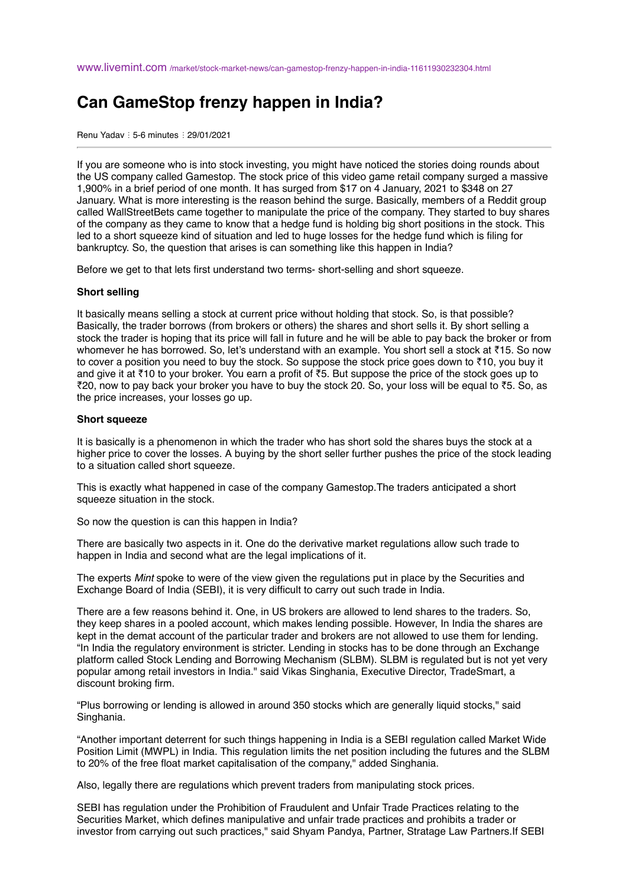www.livemint.com /market/stock-market-news/can-gamestop-frenzy-happen-in-india-11611930232304.html

# Can GameStop frenzy happen in India?

Renu Yadav ⋮ 5-6 minutes ⋮ 29/01/2021

If you are someone who is into stock investing, you might have noticed the stories doing rounds about the US company called Gamestop. The stock price of this video game retail company surged a massive 1,900% in a brief period of one month. It has surged from $17 on 4 January, 2021 to $348 on 27 January. What is more interesting is the reason behind the surge. Basically, members of a Reddit group called WallStreetBets came together to manipulate the price of the company. They started to buy shares of the company as they came to know that a hedge fund is holding big short positions in the stock. This led to a short squeeze kind of situation and led to huge losses for the hedge fund which is filing for bankruptcy. So, the question that arises is can something like this happen in India?

Before we get to that lets first understand two terms- short-selling and short squeeze.

**Short selling**

It basically means selling a stock at current price without holding that stock. So, is that possible? Basically, the trader borrows (from brokers or others) the shares and short sells it. By short selling a stock the trader is hoping that its price will fall in future and he will be able to pay back the broker or from whomever he has borrowed. So, let's understand with an example. You short sell a stock at ₹15. So now to cover a position you need to buy the stock. So suppose the stock price goes down to ₹10, you buy it and give it at ₹10 to your broker. You earn a profit of ₹5. But suppose the price of the stock goes up to ₹20, now to pay back your broker you have to buy the stock 20. So, your loss will be equal to ₹5. So, as the price increases, your losses go up.

**Short squeeze**

It is basically is a phenomenon in which the trader who has short sold the shares buys the stock at a higher price to cover the losses. A buying by the short seller further pushes the price of the stock leading to a situation called short squeeze.

This is exactly what happened in case of the company Gamestop.The traders anticipated a short squeeze situation in the stock.

So now the question is can this happen in India?

There are basically two aspects in it. One do the derivative market regulations allow such trade to happen in India and second what are the legal implications of it.

The experts *Mint* spoke to were of the view given the regulations put in place by the Securities and Exchange Board of India (SEBI), it is very difficult to carry out such trade in India.

There are a few reasons behind it. One, in US brokers are allowed to lend shares to the traders. So, they keep shares in a pooled account, which makes lending possible. However, In India the shares are kept in the demat account of the particular trader and brokers are not allowed to use them for lending. "In India the regulatory environment is stricter. Lending in stocks has to be done through an Exchange platform called Stock Lending and Borrowing Mechanism (SLBM). SLBM is regulated but is not yet very popular among retail investors in India." said Vikas Singhania, Executive Director, TradeSmart, a discount broking firm.

"Plus borrowing or lending is allowed in around 350 stocks which are generally liquid stocks," said Singhania.

"Another important deterrent for such things happening in India is a SEBI regulation called Market Wide Position Limit (MWPL) in India. This regulation limits the net position including the futures and the SLBM to 20% of the free float market capitalisation of the company," added Singhania.

Also, legally there are regulations which prevent traders from manipulating stock prices.

SEBI has regulation under the Prohibition of Fraudulent and Unfair Trade Practices relating to the Securities Market, which defines manipulative and unfair trade practices and prohibits a trader or investor from carrying out such practices," said Shyam Pandya, Partner, Stratage Law Partners.If SEBI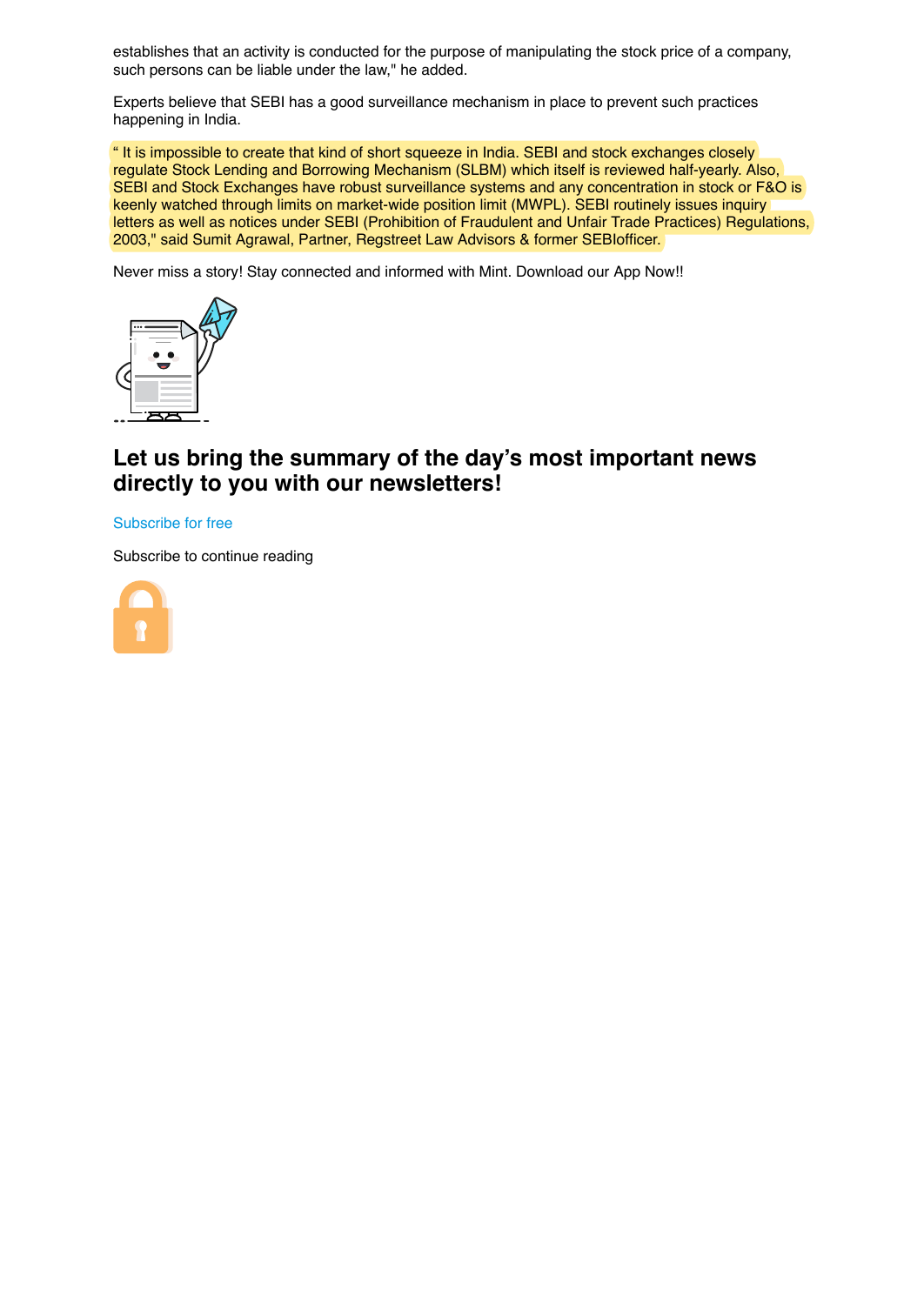establishes that an activity is conducted for the purpose of manipulating the stock price of a company, such persons can be liable under the law," he added.

Experts believe that SEBI has a good surveillance mechanism in place to prevent such practices happening in India.

" It is impossible to create that kind of short squeeze in India. SEBI and stock exchanges closely regulate Stock Lending and Borrowing Mechanism (SLBM) which itself is reviewed half-yearly. Also, SEBI and Stock Exchanges have robust surveillance systems and any concentration in stock or F&O is keenly watched through limits on market-wide position limit (MWPL). SEBI routinely issues inquiry letters as well as notices under SEBI (Prohibition of Fraudulent and Unfair Trade Practices) Regulations, 2003," said Sumit Agrawal, Partner, Regstreet Law Advisors & former SEBIofficer.

Never miss a story! Stay connected and informed with Mint. Download our App Now!!

## Let us bring the summary of the day's most important news directly to you with our newsletters!

Subscribe for free

Subscribe to continue reading